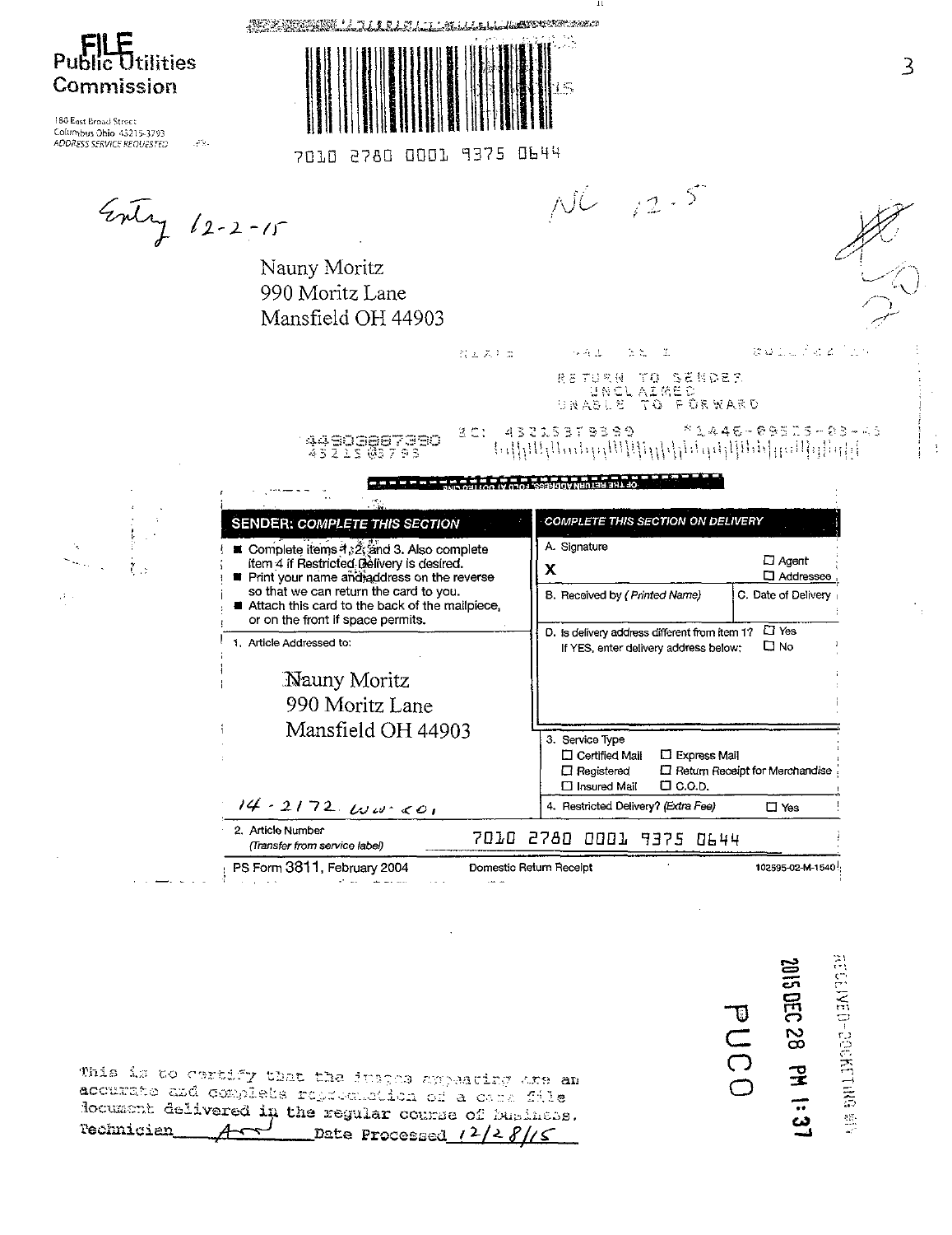FILE

Public Utilities Commission

180 East Broad Street
Columbus Ohio 43215-3793
ADDRESS SERVICE REQUESTED

7010 2780 0001 9375 0644

Entry 12-2-15

NC 12.5

Nauny Moritz
990 Moritz Lane
Mansfield OH 44903

RETURN TO SENDER
UNCLAIMED
UNABLE TO FORWARD

44903887390 BC: 43215379399 *1446-09515-03-43
43215@3793

**SENDER: COMPLETE THIS SECTION**

- Complete items 1, 2, and 3. Also complete item 4 if Restricted Delivery is desired.
- Print your name and address on the reverse so that we can return the card to you.
- Attach this card to the back of the mailpiece, or on the front if space permits.

1. Article Addressed to:

Nauny Moritz
990 Moritz Lane
Mansfield OH 44903

14-2172-WW-COI

**COMPLETE THIS SECTION ON DELIVERY**

A. Signature
X
☐ Agent
☐ Addressee

B. Received by (Printed Name)

C. Date of Delivery

D. Is delivery address different from item 1? ☐ Yes
If YES, enter delivery address below: ☐ No

3. Service Type
☐ Certified Mail ☐ Express Mail
☐ Registered ☐ Return Receipt for Merchandise
☐ Insured Mail ☐ C.O.D.

4. Restricted Delivery? (Extra Fee) ☐ Yes

2. Article Number
(Transfer from service label) 7010 2780 0001 9375 0644

PS Form 3811, February 2004 Domestic Return Receipt 102595-02-M-1540

RECEIVED-DOCKETING DIV
2015 DEC 28 PM 1:37
PUCO

This is to certify that the images appearing are an accurate and complete reproduction of a case file document delivered in the regular course of business.
Technician ARJ Date Processed 12/28/15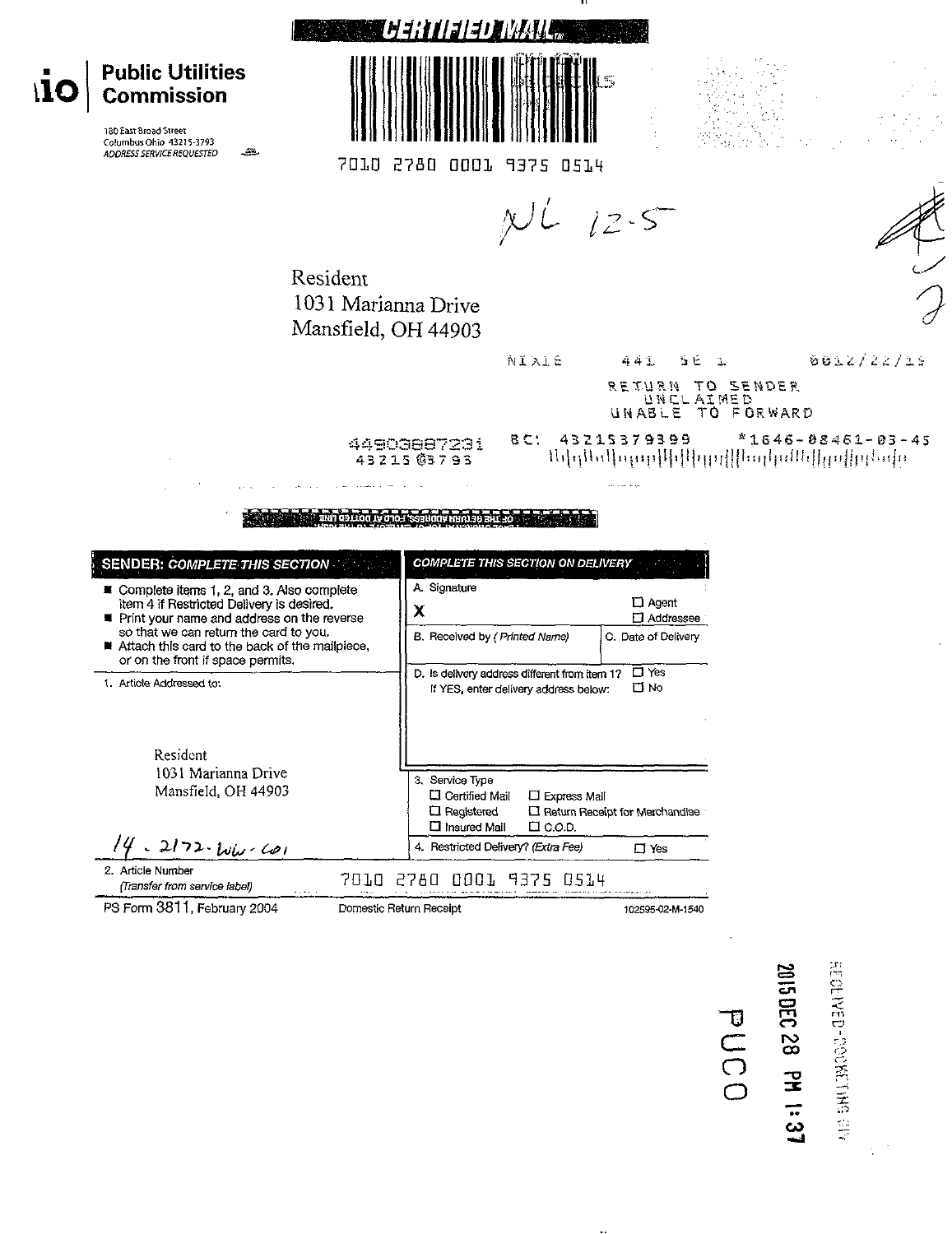**CERTIFIED MAIL**

**io | Public Utilities Commission**

180 East Broad Street
Columbus Ohio 43215-3793
*ADDRESS SERVICE REQUESTED*

7010 2780 0001 9375 0514

NL 12-5

Resident
1031 Marianna Drive
Mansfield, OH 44903

NIXIE 441 SE 1 0012/22/15

RETURN TO SENDER
UNCLAIMED
UNABLE TO FORWARD

4490388723​1
43215@3793

BC: 43215379399 *1646-08461-03-45

| **SENDER: COMPLETE THIS SECTION** | **COMPLETE THIS SECTION ON DELIVERY** |
|---|---|
| ■ Complete items 1, 2, and 3. Also complete item 4 if Restricted Delivery is desired.<br>■ Print your name and address on the reverse so that we can return the card to you.<br>■ Attach this card to the back of the mailpiece, or on the front if space permits. | A. Signature<br>X ☐ Agent ☐ Addressee<br>B. Received by (*Printed Name*) C. Date of Delivery |
| 1. Article Addressed to:<br><br>Resident<br>1031 Marianna Drive<br>Mansfield, OH 44903<br><br>14-2172-WW-C01 | D. Is delivery address different from item 1? ☐ Yes<br>If YES, enter delivery address below: ☐ No<br><br>3. Service Type<br>☐ Certified Mail ☐ Express Mail<br>☐ Registered ☐ Return Receipt for Merchandise<br>☐ Insured Mail ☐ C.O.D.<br><br>4. Restricted Delivery? (*Extra Fee*) ☐ Yes |
| 2. Article Number<br>(*Transfer from service label*) | 7010 2780 0001 9375 0514 |

PS Form 3811, February 2004 Domestic Return Receipt 102595-02-M-1540

RECEIVED-DOCKETING DIV
2015 DEC 28 PM 1:37
PUCO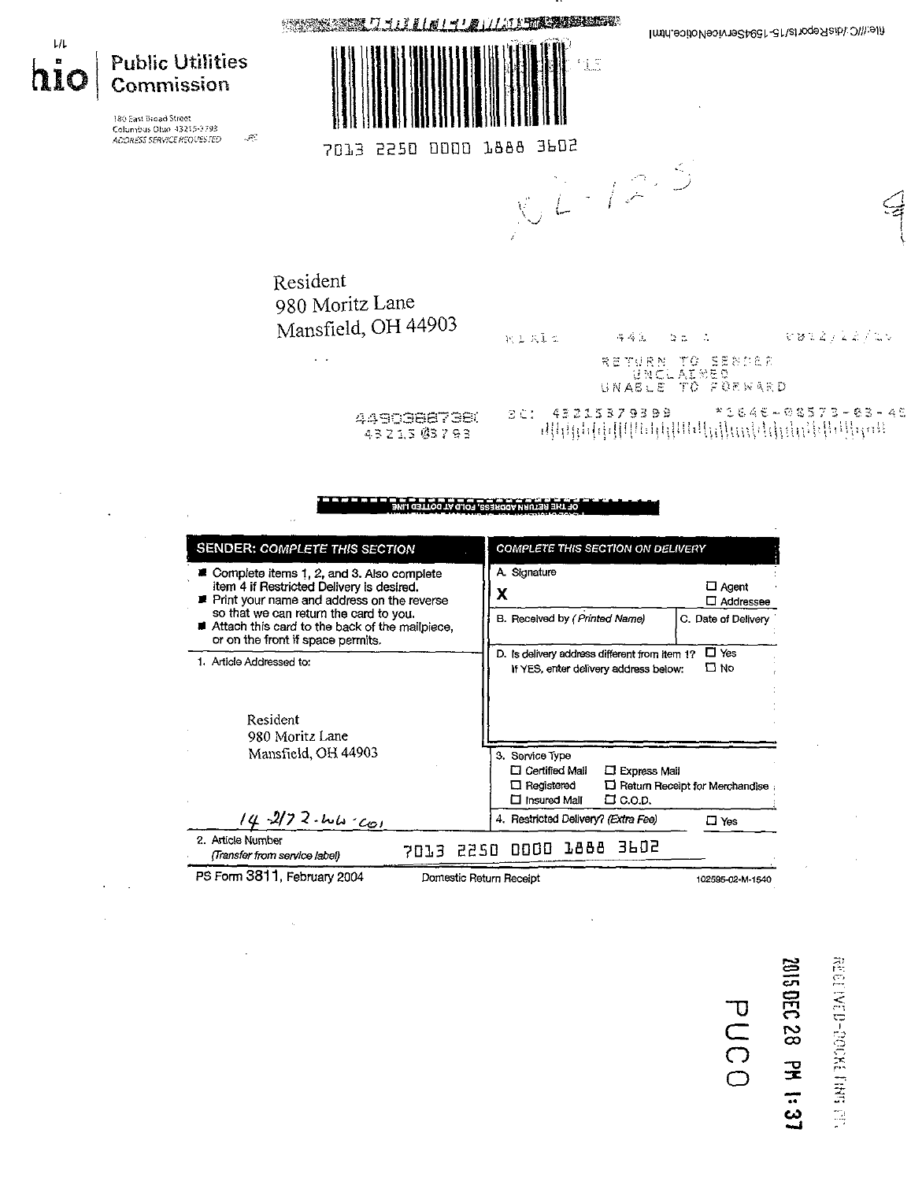Ohio | Public Utilities Commission

180 East Broad Street
Columbus Ohio 43215-3793
ADDRESS SERVICE REQUESTED

7013 2250 0000 1888 3602

Resident
980 Moritz Lane
Mansfield, OH 44903

RETURN TO SENDER
UNCLAIMED
UNABLE TO FORWARD

BC: 43215379399

| SENDER: *COMPLETE THIS SECTION* | *COMPLETE THIS SECTION ON DELIVERY* |
| --- | --- |
| ■ Complete items 1, 2, and 3. Also complete item 4 if Restricted Delivery is desired. ■ Print your name and address on the reverse so that we can return the card to you. ■ Attach this card to the back of the mailpiece, or on the front if space permits. | A. Signature X ☐ Agent ☐ Addressee |
| | B. Received by (*Printed Name*) C. Date of Delivery |
| 1. Article Addressed to: Resident 980 Moritz Lane Mansfield, OH 44903 | D. Is delivery address different from item 1? ☐ Yes If YES, enter delivery address below: ☐ No |
| | 3. Service Type ☐ Certified Mail ☐ Express Mail ☐ Registered ☐ Return Receipt for Merchandise ☐ Insured Mail ☐ C.O.D. |
| 14-2172-WW-COI | 4. Restricted Delivery? (*Extra Fee*) ☐ Yes |
| 2. Article Number (*Transfer from service label*) | 7013 2250 0000 1888 3602 |

PS Form 3811, February 2004 Domestic Return Receipt 102595-02-M-1540

RECEIVED-DOCKETING DIV
2015 DEC 28 PM 1:37
PUCO